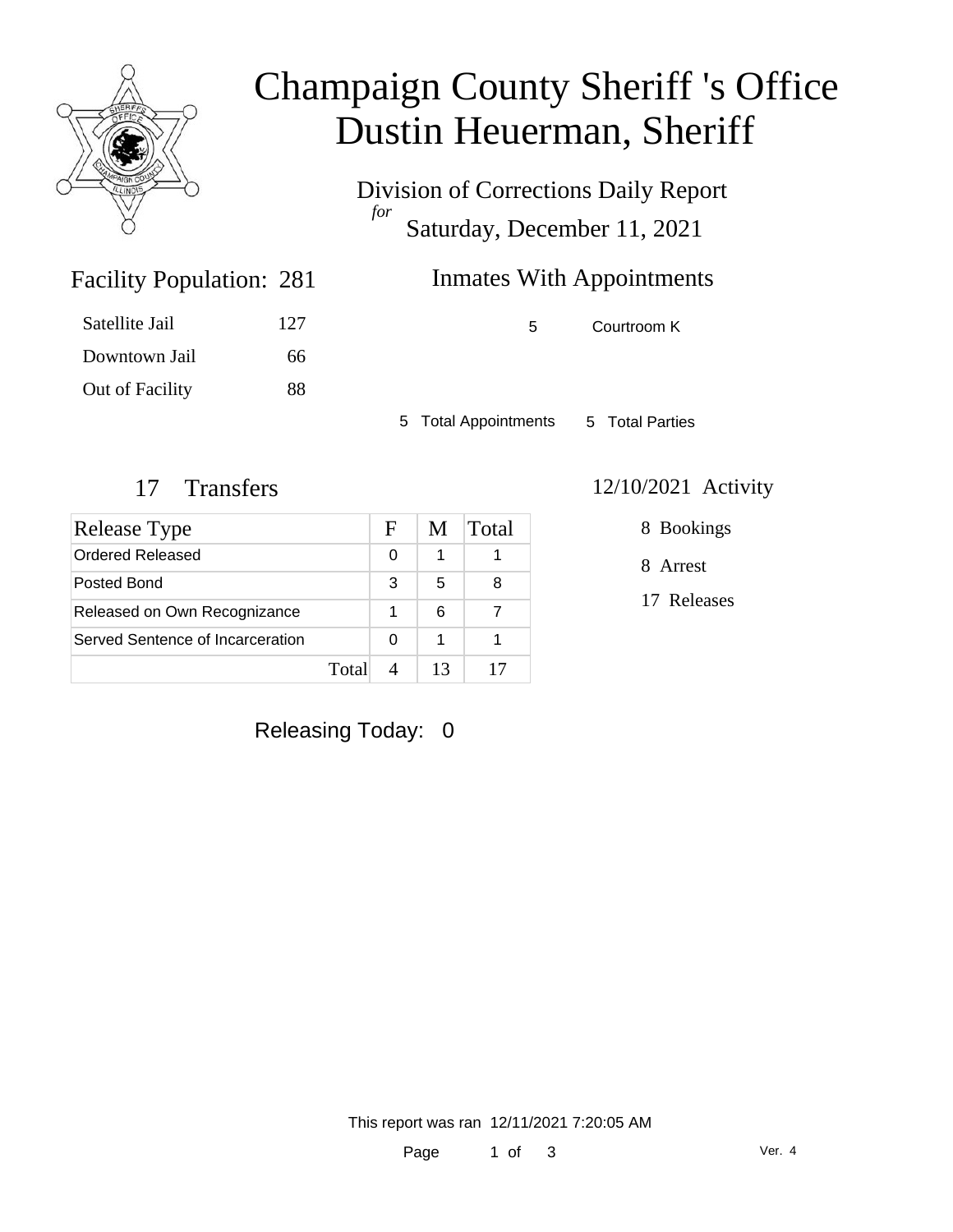# Champaign County Sheriff 's Office
# Dustin Heuerman, Sheriff

Division of Corrections Daily Report
*for*
Saturday, December 11, 2021

## Facility Population: 281

| | |
|---|---|
| Satellite Jail | 127 |
| Downtown Jail | 66 |
| Out of Facility | 88 |

## Inmates With Appointments

| | |
|---|---|
| 5 | Courtroom K |

5 Total Appointments 5 Total Parties

## 17 Transfers

| Release Type | F | M | Total |
|---|---|---|---|
| Ordered Released | 0 | 1 | 1 |
| Posted Bond | 3 | 5 | 8 |
| Released on Own Recognizance | 1 | 6 | 7 |
| Served Sentence of Incarceration | 0 | 1 | 1 |
| Total | 4 | 13 | 17 |

## 12/10/2021 Activity

8 Bookings

8 Arrest

17 Releases

Releasing Today: 0

This report was ran 12/11/2021 7:20:05 AM

Ver. 4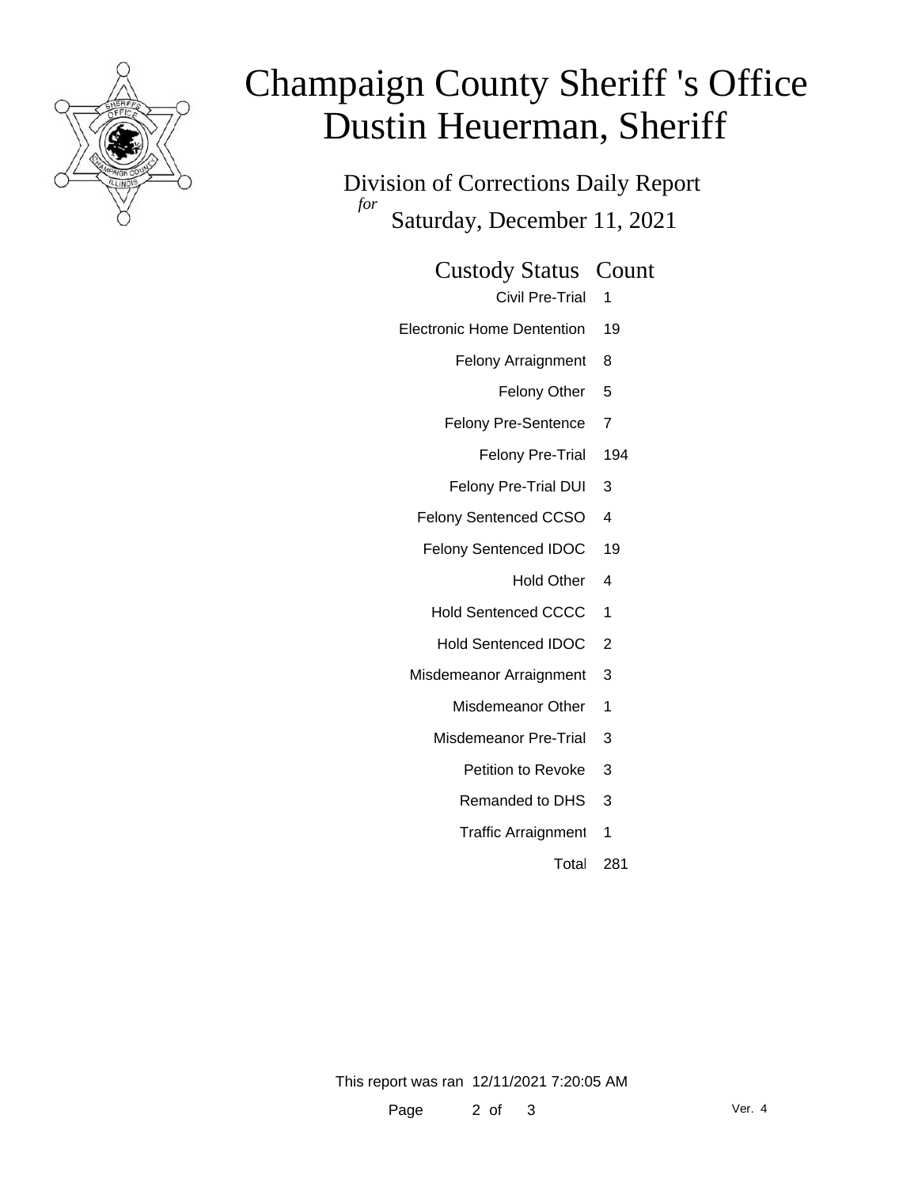# Champaign County Sheriff 's Office
# Dustin Heuerman, Sheriff

## Division of Corrections Daily Report

*for*

### Saturday, December 11, 2021

| Custody Status | Count |
|---|---|
| Civil Pre-Trial | 1 |
| Electronic Home Dentention | 19 |
| Felony Arraignment | 8 |
| Felony Other | 5 |
| Felony Pre-Sentence | 7 |
| Felony Pre-Trial | 194 |
| Felony Pre-Trial DUI | 3 |
| Felony Sentenced CCSO | 4 |
| Felony Sentenced IDOC | 19 |
| Hold Other | 4 |
| Hold Sentenced CCCC | 1 |
| Hold Sentenced IDOC | 2 |
| Misdemeanor Arraignment | 3 |
| Misdemeanor Other | 1 |
| Misdemeanor Pre-Trial | 3 |
| Petition to Revoke | 3 |
| Remanded to DHS | 3 |
| Traffic Arraignment | 1 |
| Total | 281 |

This report was ran 12/11/2021 7:20:05 AM

Ver. 4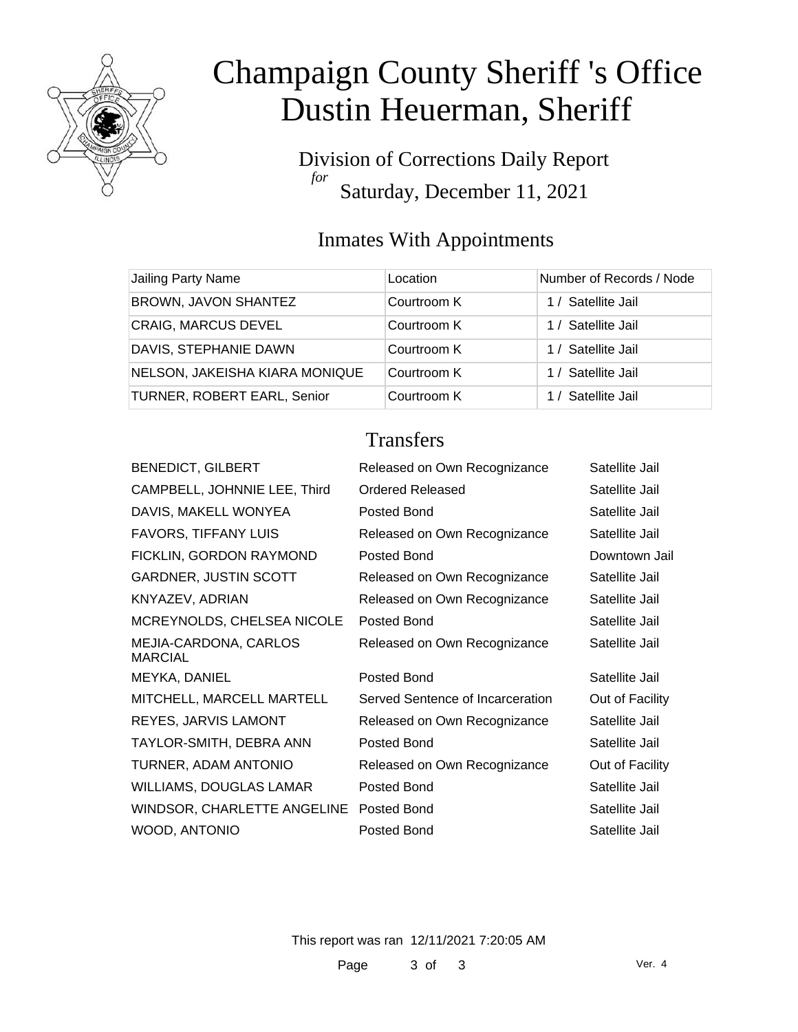# Champaign County Sheriff 's Office
# Dustin Heuerman, Sheriff

Division of Corrections Daily Report
*for*
Saturday, December 11, 2021

## Inmates With Appointments

| Jailing Party Name | Location | Number of Records / Node |
|---|---|---|
| BROWN, JAVON SHANTEZ | Courtroom K | 1 / Satellite Jail |
| CRAIG, MARCUS DEVEL | Courtroom K | 1 / Satellite Jail |
| DAVIS, STEPHANIE DAWN | Courtroom K | 1 / Satellite Jail |
| NELSON, JAKEISHA KIARA MONIQUE | Courtroom K | 1 / Satellite Jail |
| TURNER, ROBERT EARL, Senior | Courtroom K | 1 / Satellite Jail |

## Transfers

| | | |
|---|---|---|
| BENEDICT, GILBERT | Released on Own Recognizance | Satellite Jail |
| CAMPBELL, JOHNNIE LEE, Third | Ordered Released | Satellite Jail |
| DAVIS, MAKELL WONYEA | Posted Bond | Satellite Jail |
| FAVORS, TIFFANY LUIS | Released on Own Recognizance | Satellite Jail |
| FICKLIN, GORDON RAYMOND | Posted Bond | Downtown Jail |
| GARDNER, JUSTIN SCOTT | Released on Own Recognizance | Satellite Jail |
| KNYAZEV, ADRIAN | Released on Own Recognizance | Satellite Jail |
| MCREYNOLDS, CHELSEA NICOLE | Posted Bond | Satellite Jail |
| MEJIA-CARDONA, CARLOS MARCIAL | Released on Own Recognizance | Satellite Jail |
| MEYKA, DANIEL | Posted Bond | Satellite Jail |
| MITCHELL, MARCELL MARTELL | Served Sentence of Incarceration | Out of Facility |
| REYES, JARVIS LAMONT | Released on Own Recognizance | Satellite Jail |
| TAYLOR-SMITH, DEBRA ANN | Posted Bond | Satellite Jail |
| TURNER, ADAM ANTONIO | Released on Own Recognizance | Out of Facility |
| WILLIAMS, DOUGLAS LAMAR | Posted Bond | Satellite Jail |
| WINDSOR, CHARLETTE ANGELINE | Posted Bond | Satellite Jail |
| WOOD, ANTONIO | Posted Bond | Satellite Jail |

This report was ran 12/11/2021 7:20:05 AM

Ver. 4